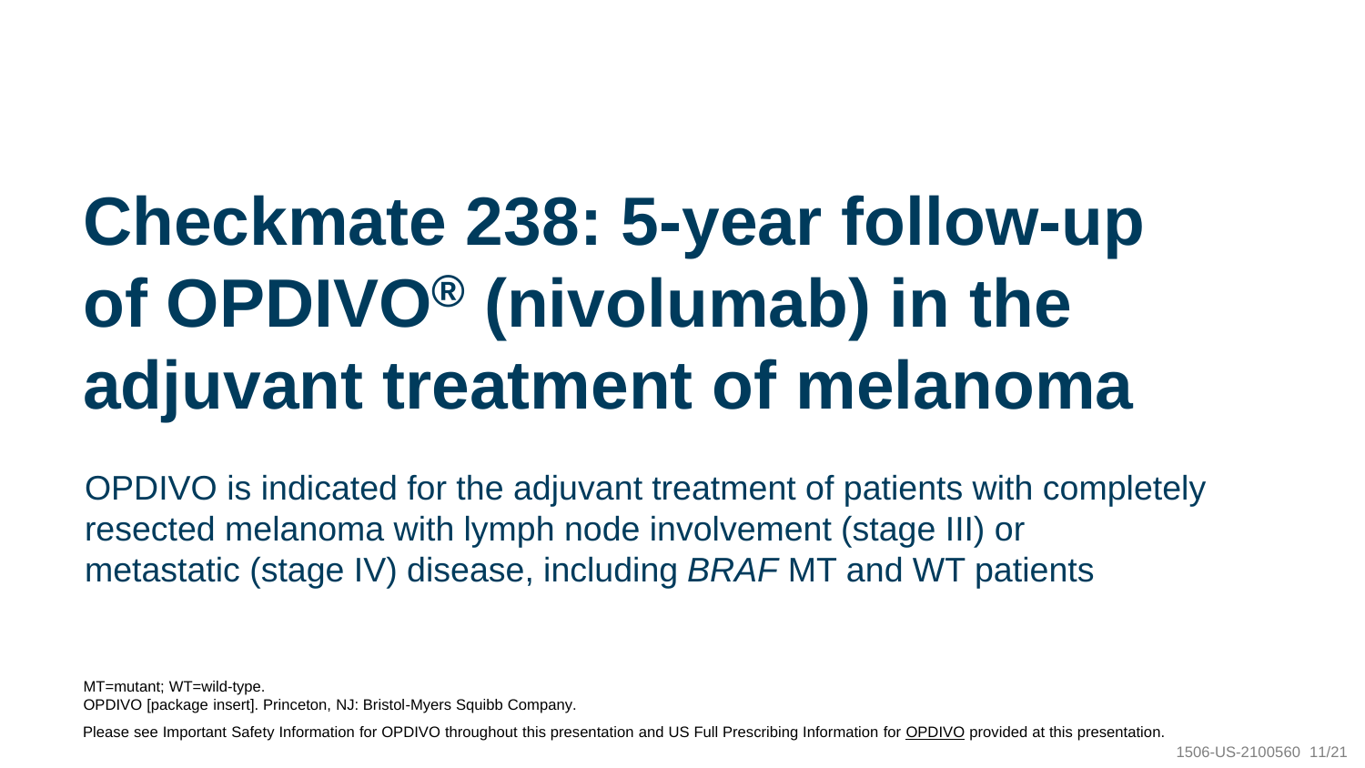# Checkmate 238: 5-year follow-up of OPDIVO® (nivolumab) in the adjuvant treatment of melanoma

OPDIVO is indicated for the adjuvant treatment of patients with completely resected melanoma with lymph node involvement (stage III) or metastatic (stage IV) disease, including *BRAF* MT and WT patients

MT=mutant; WT=wild-type.
OPDIVO [package insert]. Princeton, NJ: Bristol-Myers Squibb Company.

Please see Important Safety Information for OPDIVO throughout this presentation and US Full Prescribing Information for OPDIVO provided at this presentation.

1506-US-2100560 11/21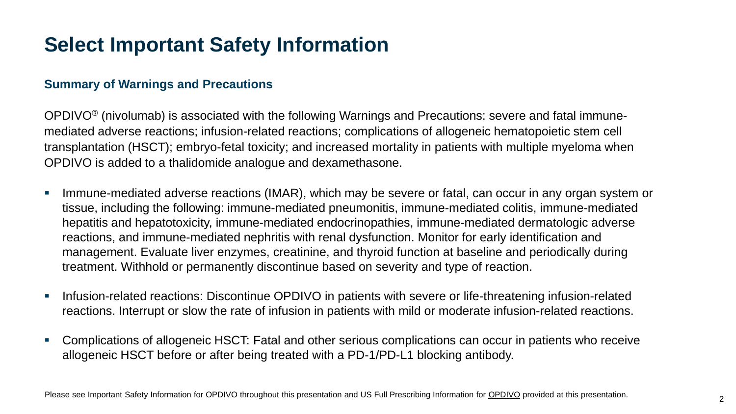# Select Important Safety Information

## Summary of Warnings and Precautions

OPDIVO® (nivolumab) is associated with the following Warnings and Precautions: severe and fatal immune-mediated adverse reactions; infusion-related reactions; complications of allogeneic hematopoietic stem cell transplantation (HSCT); embryo-fetal toxicity; and increased mortality in patients with multiple myeloma when OPDIVO is added to a thalidomide analogue and dexamethasone.

- Immune-mediated adverse reactions (IMAR), which may be severe or fatal, can occur in any organ system or tissue, including the following: immune-mediated pneumonitis, immune-mediated colitis, immune-mediated hepatitis and hepatotoxicity, immune-mediated endocrinopathies, immune-mediated dermatologic adverse reactions, and immune-mediated nephritis with renal dysfunction. Monitor for early identification and management. Evaluate liver enzymes, creatinine, and thyroid function at baseline and periodically during treatment. Withhold or permanently discontinue based on severity and type of reaction.
- Infusion-related reactions: Discontinue OPDIVO in patients with severe or life-threatening infusion-related reactions. Interrupt or slow the rate of infusion in patients with mild or moderate infusion-related reactions.
- Complications of allogeneic HSCT: Fatal and other serious complications can occur in patients who receive allogeneic HSCT before or after being treated with a PD-1/PD-L1 blocking antibody.

Please see Important Safety Information for OPDIVO throughout this presentation and US Full Prescribing Information for OPDIVO provided at this presentation.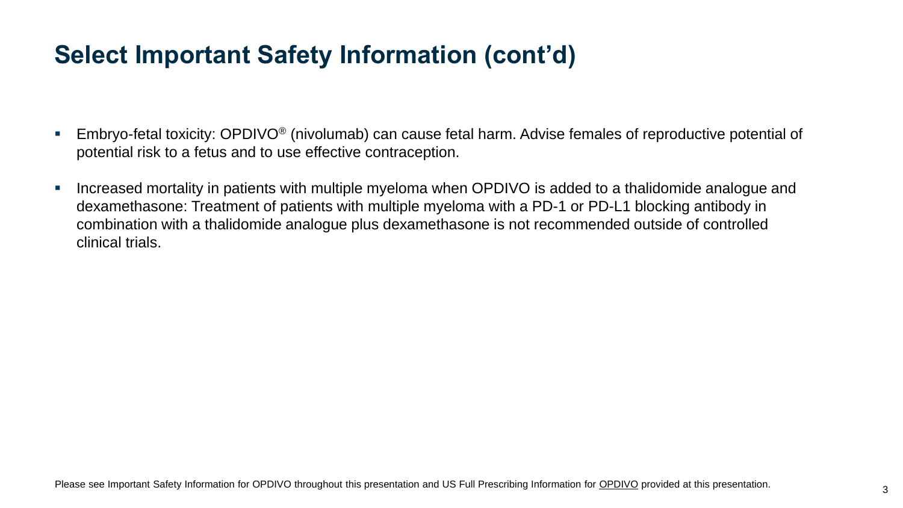# Select Important Safety Information (cont'd)

- Embryo-fetal toxicity: OPDIVO® (nivolumab) can cause fetal harm. Advise females of reproductive potential of potential risk to a fetus and to use effective contraception.
- Increased mortality in patients with multiple myeloma when OPDIVO is added to a thalidomide analogue and dexamethasone: Treatment of patients with multiple myeloma with a PD-1 or PD-L1 blocking antibody in combination with a thalidomide analogue plus dexamethasone is not recommended outside of controlled clinical trials.

Please see Important Safety Information for OPDIVO throughout this presentation and US Full Prescribing Information for OPDIVO provided at this presentation.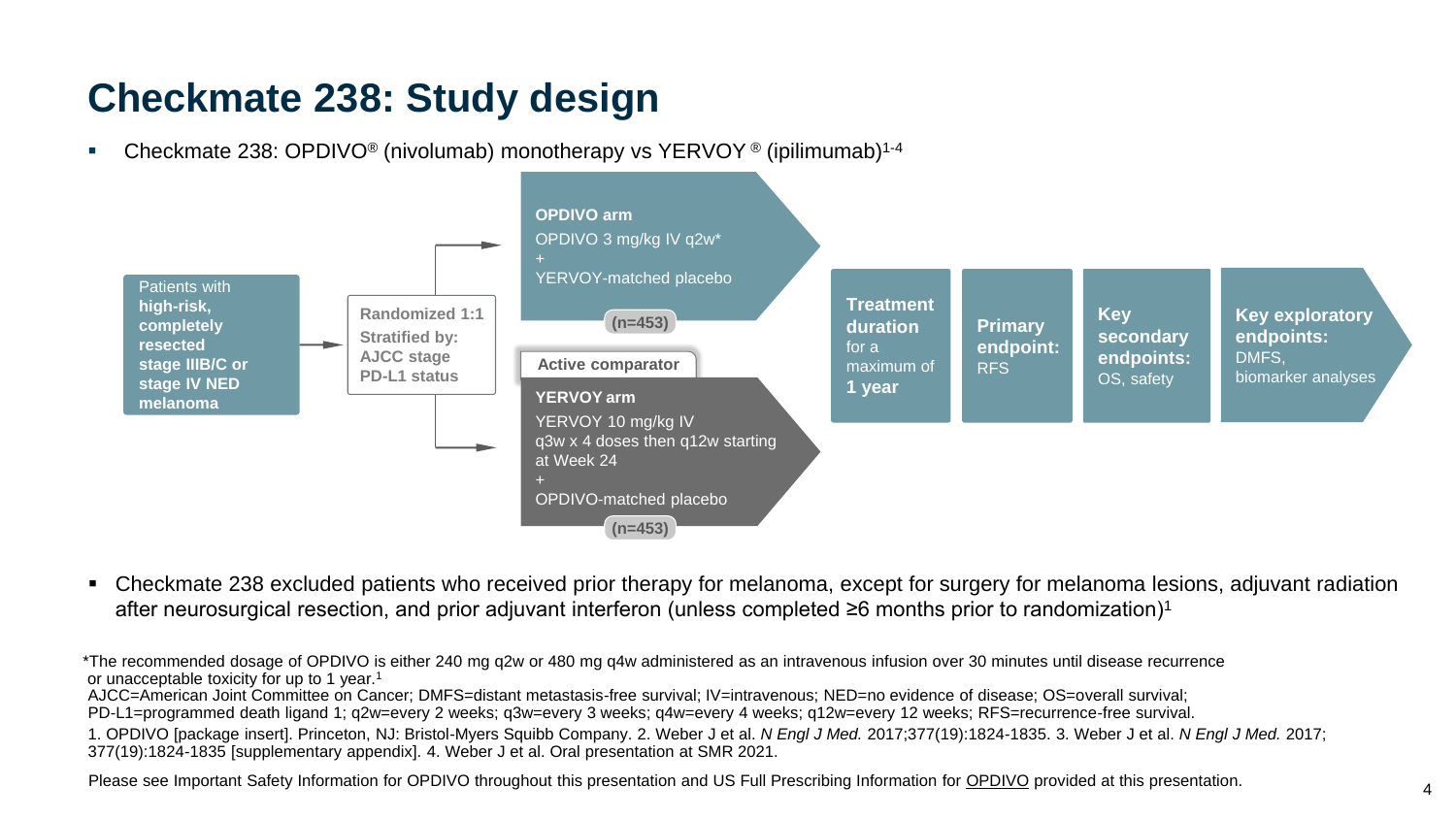# Checkmate 238: Study design

- Checkmate 238: OPDIVO® (nivolumab) monotherapy vs YERVOY ® (ipilimumab)[1-4]

Patients with **high-risk, completely resected stage IIIB/C or stage IV NED melanoma**

**Randomized 1:1**
**Stratified by:**
**AJCC stage**
**PD-L1 status**

**OPDIVO arm**
OPDIVO 3 mg/kg IV q2w*
+
YERVOY-matched placebo
**(n=453)**

**Active comparator**

**YERVOY arm**
YERVOY 10 mg/kg IV q3w x 4 doses then q12w starting at Week 24
+
OPDIVO-matched placebo
**(n=453)**

**Treatment duration** for a maximum of **1 year**

**Primary endpoint:** RFS

**Key secondary endpoints:** OS, safety

**Key exploratory endpoints:** DMFS, biomarker analyses

- Checkmate 238 excluded patients who received prior therapy for melanoma, except for surgery for melanoma lesions, adjuvant radiation after neurosurgical resection, and prior adjuvant interferon (unless completed ≥6 months prior to randomization)[1]

*The recommended dosage of OPDIVO is either 240 mg q2w or 480 mg q4w administered as an intravenous infusion over 30 minutes until disease recurrence or unacceptable toxicity for up to 1 year.[1]

AJCC=American Joint Committee on Cancer; DMFS=distant metastasis-free survival; IV=intravenous; NED=no evidence of disease; OS=overall survival; PD-L1=programmed death ligand 1; q2w=every 2 weeks; q3w=every 3 weeks; q4w=every 4 weeks; q12w=every 12 weeks; RFS=recurrence-free survival.

1. OPDIVO [package insert]. Princeton, NJ: Bristol-Myers Squibb Company. 2. Weber J et al. *N Engl J Med.* 2017;377(19):1824-1835. 3. Weber J et al. *N Engl J Med.* 2017; 377(19):1824-1835 [supplementary appendix]. 4. Weber J et al. Oral presentation at SMR 2021.

Please see Important Safety Information for OPDIVO throughout this presentation and US Full Prescribing Information for OPDIVO provided at this presentation.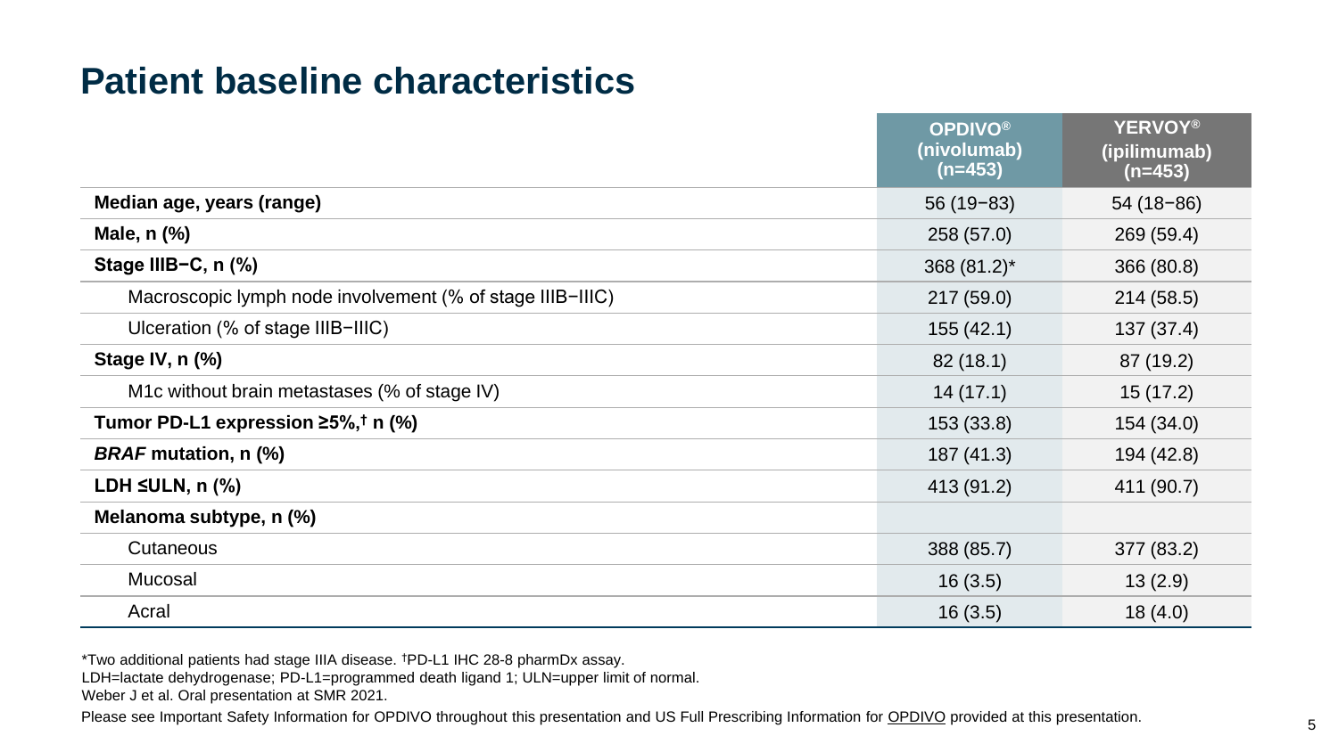# Patient baseline characteristics

| | OPDIVO® (nivolumab) (n=453) | YERVOY® (ipilimumab) (n=453) |
|---|---|---|
| **Median age, years (range)** | 56 (19−83) | 54 (18−86) |
| **Male, n (%)** | 258 (57.0) | 269 (59.4) |
| **Stage IIIB−C, n (%)** | 368 (81.2)* | 366 (80.8) |
| Macroscopic lymph node involvement (% of stage IIIB−IIIC) | 217 (59.0) | 214 (58.5) |
| Ulceration (% of stage IIIB−IIIC) | 155 (42.1) | 137 (37.4) |
| **Stage IV, n (%)** | 82 (18.1) | 87 (19.2) |
| M1c without brain metastases (% of stage IV) | 14 (17.1) | 15 (17.2) |
| **Tumor PD-L1 expression ≥5%,† n (%)** | 153 (33.8) | 154 (34.0) |
| ***BRAF* mutation, n (%)** | 187 (41.3) | 194 (42.8) |
| **LDH ≤ULN, n (%)** | 413 (91.2) | 411 (90.7) |
| **Melanoma subtype, n (%)** | | |
| Cutaneous | 388 (85.7) | 377 (83.2) |
| Mucosal | 16 (3.5) | 13 (2.9) |
| Acral | 16 (3.5) | 18 (4.0) |

*Two additional patients had stage IIIA disease. †PD-L1 IHC 28-8 pharmDx assay.

LDH=lactate dehydrogenase; PD-L1=programmed death ligand 1; ULN=upper limit of normal.

Weber J et al. Oral presentation at SMR 2021.

Please see Important Safety Information for OPDIVO throughout this presentation and US Full Prescribing Information for OPDIVO provided at this presentation.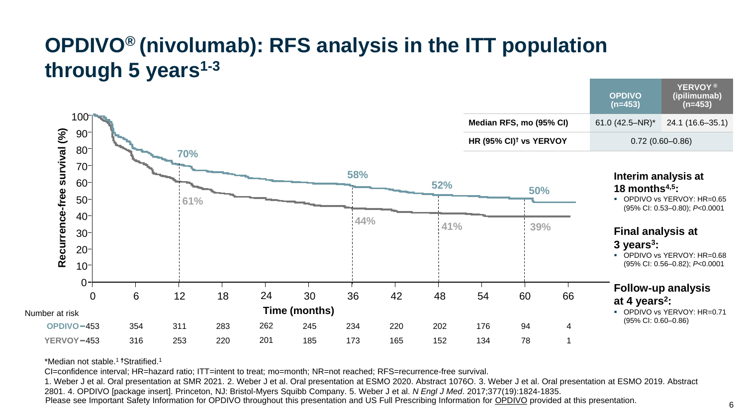# OPDIVO® (nivolumab): RFS analysis in the ITT population through 5 years[1-3]

| | OPDIVO (n=453) | YERVOY® (ipilimumab) (n=453) |
|---|---|---|
| Median RFS, mo (95% CI) | 61.0 (42.5–NR)* | 24.1 (16.6–35.1) |
| HR (95% CI)† vs YERVOY | 0.72 (0.60–0.86) | |

Recurrence-free survival (%)

| Time (months) | 12 | 36 | 48 | 60 |
|---|---|---|---|---|
| OPDIVO | 70% | 58% | 52% | 50% |
| YERVOY | 61% | 44% | 41% | 39% |

Number at risk

| Time (months) | 0 | 6 | 12 | 18 | 24 | 30 | 36 | 42 | 48 | 54 | 60 | 66 |
|---|---|---|---|---|---|---|---|---|---|---|---|---|
| OPDIVO | 453 | 354 | 311 | 283 | 262 | 245 | 234 | 220 | 202 | 176 | 94 | 4 |
| YERVOY | 453 | 316 | 253 | 220 | 201 | 185 | 173 | 165 | 152 | 134 | 78 | 1 |

**Interim analysis at 18 months[4,5]:**

- OPDIVO vs YERVOY: HR=0.65 (95% CI: 0.53–0.80); *P*<0.0001

**Final analysis at 3 years[3]:**

- OPDIVO vs YERVOY: HR=0.68 (95% CI: 0.56–0.82); *P*<0.0001

**Follow-up analysis at 4 years[2]:**

- OPDIVO vs YERVOY: HR=0.71 (95% CI: 0.60–0.86)

*Median not stable.[1] †Stratified.[1]

CI=confidence interval; HR=hazard ratio; ITT=intent to treat; mo=month; NR=not reached; RFS=recurrence-free survival.

1. Weber J et al. Oral presentation at SMR 2021. 2. Weber J et al. Oral presentation at ESMO 2020. Abstract 1076O. 3. Weber J et al. Oral presentation at ESMO 2019. Abstract 2801. 4. OPDIVO [package insert]. Princeton, NJ: Bristol-Myers Squibb Company. 5. Weber J et al. *N Engl J Med*. 2017;377(19):1824-1835.

Please see Important Safety Information for OPDIVO throughout this presentation and US Full Prescribing Information for OPDIVO provided at this presentation.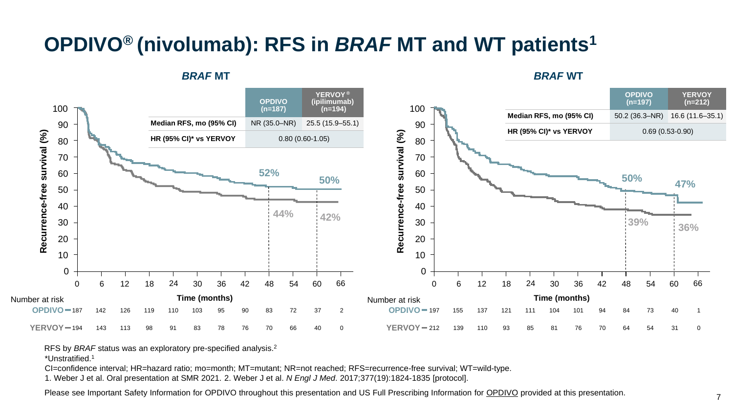# OPDIVO® (nivolumab): RFS in *BRAF* MT and WT patients[1]

## *BRAF* MT

| | OPDIVO (n=187) | YERVOY® (ipilimumab) (n=194) |
|---|---|---|
| Median RFS, mo (95% CI) | NR (35.0–NR) | 25.5 (15.9–55.1) |
| HR (95% CI)* vs YERVOY | 0.80 (0.60-1.05) | |

Recurrence-free survival (%) at 48 months: OPDIVO 52%, YERVOY 44%; at 60 months: OPDIVO 50%, YERVOY 42%

Number at risk

| Time (months) | 0 | 6 | 12 | 18 | 24 | 30 | 36 | 42 | 48 | 54 | 60 | 66 |
|---|---|---|---|---|---|---|---|---|---|---|---|---|
| OPDIVO | 187 | 142 | 126 | 119 | 110 | 103 | 95 | 90 | 83 | 72 | 37 | 2 |
| YERVOY | 194 | 143 | 113 | 98 | 91 | 83 | 78 | 76 | 70 | 66 | 40 | 0 |

## *BRAF* WT

| | OPDIVO (n=197) | YERVOY (n=212) |
|---|---|---|
| Median RFS, mo (95% CI) | 50.2 (36.3–NR) | 16.6 (11.6–35.1) |
| HR (95% CI)* vs YERVOY | 0.69 (0.53-0.90) | |

Recurrence-free survival (%) at 48 months: OPDIVO 50%, YERVOY 39%; at 60 months: OPDIVO 47%, YERVOY 36%

Number at risk

| Time (months) | 0 | 6 | 12 | 18 | 24 | 30 | 36 | 42 | 48 | 54 | 60 | 66 |
|---|---|---|---|---|---|---|---|---|---|---|---|---|
| OPDIVO | 197 | 155 | 137 | 121 | 111 | 104 | 101 | 94 | 84 | 73 | 40 | 1 |
| YERVOY | 212 | 139 | 110 | 93 | 85 | 81 | 76 | 70 | 64 | 54 | 31 | 0 |

RFS by *BRAF* status was an exploratory pre-specified analysis.[2]

*Unstratified.[1]

CI=confidence interval; HR=hazard ratio; mo=month; MT=mutant; NR=not reached; RFS=recurrence-free survival; WT=wild-type.

1. Weber J et al. Oral presentation at SMR 2021. 2. Weber J et al. *N Engl J Med*. 2017;377(19):1824-1835 [protocol].

Please see Important Safety Information for OPDIVO throughout this presentation and US Full Prescribing Information for OPDIVO provided at this presentation.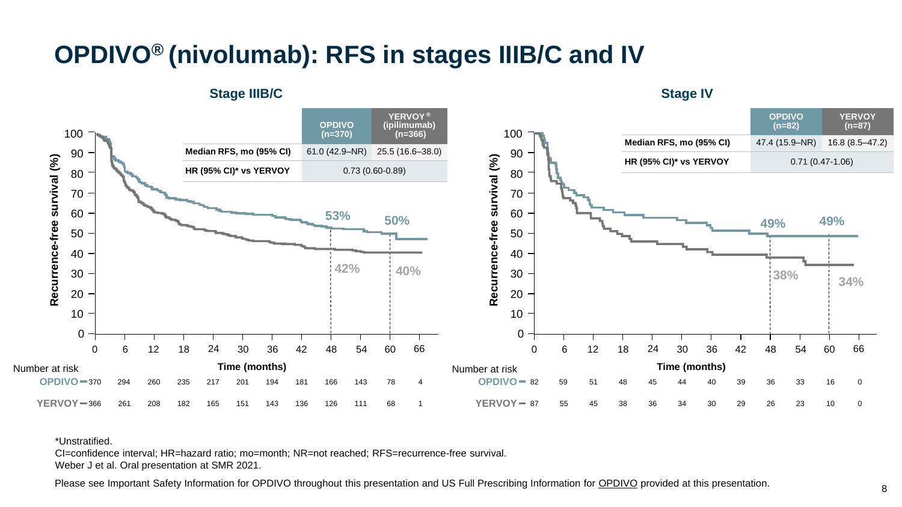# OPDIVO® (nivolumab): RFS in stages IIIB/C and IV

## Stage IIIB/C

| | OPDIVO (n=370) | YERVOY® (ipilimumab) (n=366) |
|---|---|---|
| Median RFS, mo (95% CI) | 61.0 (42.9–NR) | 25.5 (16.6–38.0) |
| HR (95% CI)* vs YERVOY | 0.73 (0.60-0.89) | |

Recurrence-free survival at 48 months: OPDIVO 53%, YERVOY 42%

Recurrence-free survival at 60 months: OPDIVO 50%, YERVOY 40%

Number at risk

| Time (months) | 0 | 6 | 12 | 18 | 24 | 30 | 36 | 42 | 48 | 54 | 60 | 66 |
|---|---|---|---|---|---|---|---|---|---|---|---|---|
| OPDIVO | 370 | 294 | 260 | 235 | 217 | 201 | 194 | 181 | 166 | 143 | 78 | 4 |
| YERVOY | 366 | 261 | 208 | 182 | 165 | 151 | 143 | 136 | 126 | 111 | 68 | 1 |

## Stage IV

| | OPDIVO (n=82) | YERVOY (n=87) |
|---|---|---|
| Median RFS, mo (95% CI) | 47.4 (15.9–NR) | 16.8 (8.5–47.2) |
| HR (95% CI)* vs YERVOY | 0.71 (0.47-1.06) | |

Recurrence-free survival at 48 months: OPDIVO 49%, YERVOY 38%

Recurrence-free survival at 60 months: OPDIVO 49%, YERVOY 34%

Number at risk

| Time (months) | 0 | 6 | 12 | 18 | 24 | 30 | 36 | 42 | 48 | 54 | 60 | 66 |
|---|---|---|---|---|---|---|---|---|---|---|---|---|
| OPDIVO | 82 | 59 | 51 | 48 | 45 | 44 | 40 | 39 | 36 | 33 | 16 | 0 |
| YERVOY | 87 | 55 | 45 | 38 | 36 | 34 | 30 | 29 | 26 | 23 | 10 | 0 |

*Unstratified.

CI=confidence interval; HR=hazard ratio; mo=month; NR=not reached; RFS=recurrence-free survival.

Weber J et al. Oral presentation at SMR 2021.

Please see Important Safety Information for OPDIVO throughout this presentation and US Full Prescribing Information for OPDIVO provided at this presentation.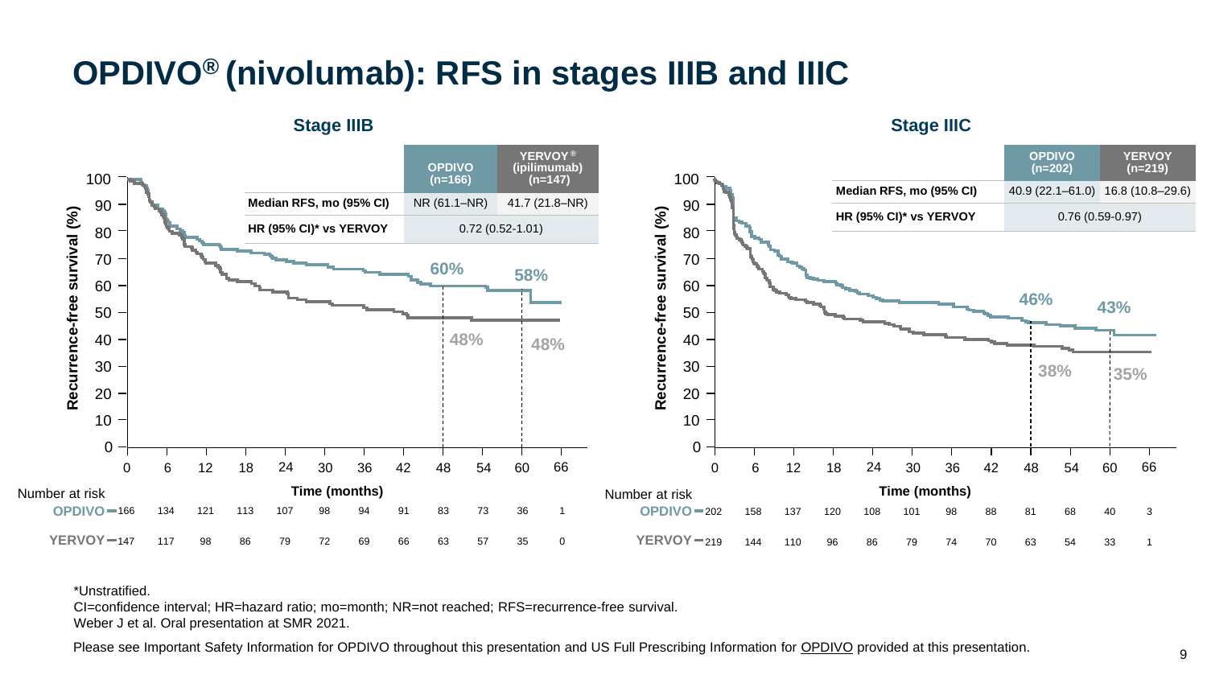# OPDIVO® (nivolumab): RFS in stages IIIB and IIIC

## Stage IIIB

| | OPDIVO (n=166) | YERVOY® (ipilimumab) (n=147) |
|---|---|---|
| Median RFS, mo (95% CI) | NR (61.1–NR) | 41.7 (21.8–NR) |
| HR (95% CI)* vs YERVOY | 0.72 (0.52-1.01) | |

Recurrence-free survival (%) at 48 months: OPDIVO 60%, YERVOY 48%. At 60 months: OPDIVO 58%, YERVOY 48%.

| Number at risk | 0 | 6 | 12 | 18 | 24 | 30 | 36 | 42 | 48 | 54 | 60 | 66 |
|---|---|---|---|---|---|---|---|---|---|---|---|---|
| OPDIVO | 166 | 134 | 121 | 113 | 107 | 98 | 94 | 91 | 83 | 73 | 36 | 1 |
| YERVOY | 147 | 117 | 98 | 86 | 79 | 72 | 69 | 66 | 63 | 57 | 35 | 0 |

Time (months)

## Stage IIIC

| | OPDIVO (n=202) | YERVOY (n=219) |
|---|---|---|
| Median RFS, mo (95% CI) | 40.9 (22.1–61.0) | 16.8 (10.8–29.6) |
| HR (95% CI)* vs YERVOY | 0.76 (0.59-0.97) | |

Recurrence-free survival (%) at 48 months: OPDIVO 46%, YERVOY 38%. At 60 months: OPDIVO 43%, YERVOY 35%.

| Number at risk | 0 | 6 | 12 | 18 | 24 | 30 | 36 | 42 | 48 | 54 | 60 | 66 |
|---|---|---|---|---|---|---|---|---|---|---|---|---|
| OPDIVO | 202 | 158 | 137 | 120 | 108 | 101 | 98 | 88 | 81 | 68 | 40 | 3 |
| YERVOY | 219 | 144 | 110 | 96 | 86 | 79 | 74 | 70 | 63 | 54 | 33 | 1 |

Time (months)

*Unstratified.

CI=confidence interval; HR=hazard ratio; mo=month; NR=not reached; RFS=recurrence-free survival.

Weber J et al. Oral presentation at SMR 2021.

Please see Important Safety Information for OPDIVO throughout this presentation and US Full Prescribing Information for OPDIVO provided at this presentation.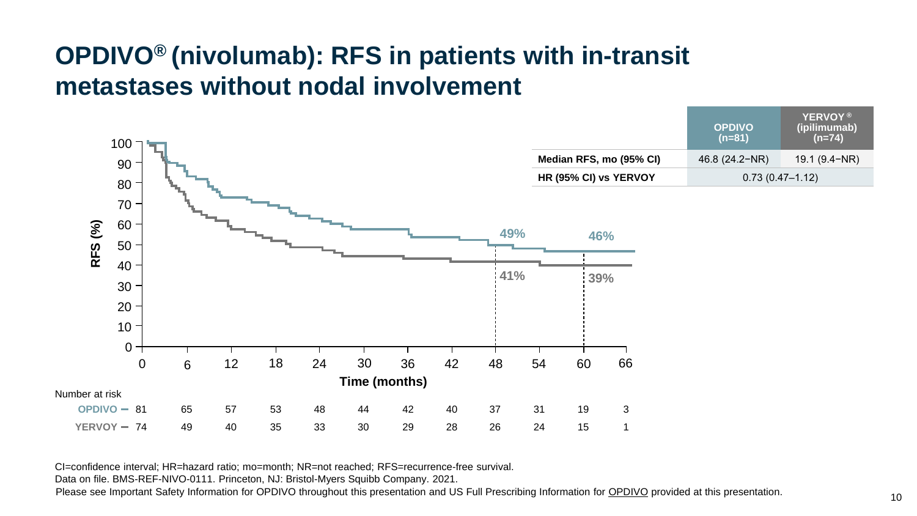# OPDIVO® (nivolumab): RFS in patients with in-transit metastases without nodal involvement

| | OPDIVO (n=81) | YERVOY® (ipilimumab) (n=74) |
|---|---|---|
| **Median RFS, mo (95% CI)** | 46.8 (24.2−NR) | 19.1 (9.4−NR) |
| **HR (95% CI) vs YERVOY** | 0.73 (0.47–1.12) | |

RFS (%)

49% | 46%

41% | 39%

Time (months)

Number at risk

| | 0 | 6 | 12 | 18 | 24 | 30 | 36 | 42 | 48 | 54 | 60 | 66 |
|---|---|---|---|---|---|---|---|---|---|---|---|---|
| OPDIVO | 81 | 65 | 57 | 53 | 48 | 44 | 42 | 40 | 37 | 31 | 19 | 3 |
| YERVOY | 74 | 49 | 40 | 35 | 33 | 30 | 29 | 28 | 26 | 24 | 15 | 1 |

CI=confidence interval; HR=hazard ratio; mo=month; NR=not reached; RFS=recurrence-free survival.

Data on file. BMS-REF-NIVO-0111. Princeton, NJ: Bristol-Myers Squibb Company. 2021.

Please see Important Safety Information for OPDIVO throughout this presentation and US Full Prescribing Information for OPDIVO provided at this presentation.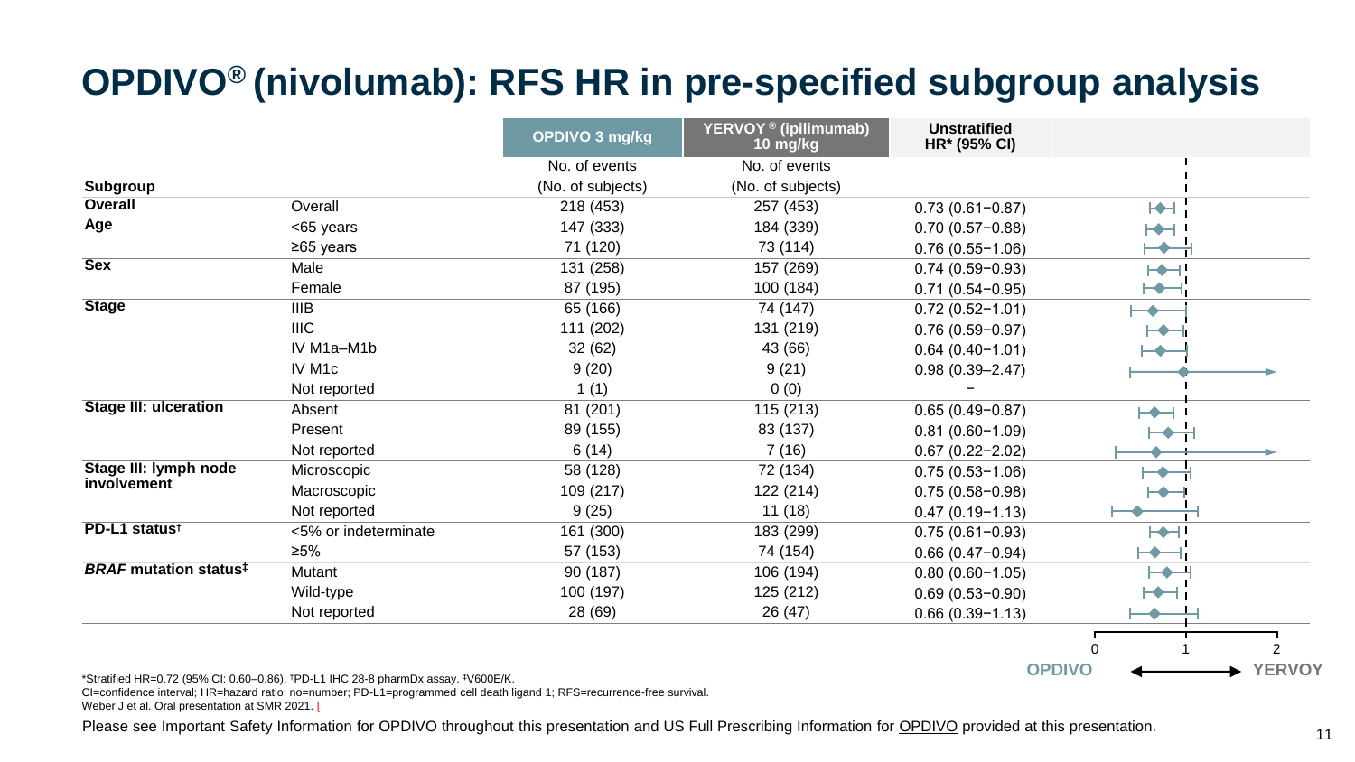# OPDIVO® (nivolumab): RFS HR in pre-specified subgroup analysis

| Subgroup | | OPDIVO 3 mg/kg No. of events (No. of subjects) | YERVOY ® (ipilimumab) 10 mg/kg No. of events (No. of subjects) | Unstratified HR* (95% CI) |
|---|---|---|---|---|
| **Overall** | Overall | 218 (453) | 257 (453) | 0.73 (0.61−0.87) |
| **Age** | <65 years | 147 (333) | 184 (339) | 0.70 (0.57−0.88) |
| | ≥65 years | 71 (120) | 73 (114) | 0.76 (0.55−1.06) |
| **Sex** | Male | 131 (258) | 157 (269) | 0.74 (0.59−0.93) |
| | Female | 87 (195) | 100 (184) | 0.71 (0.54−0.95) |
| **Stage** | IIIB | 65 (166) | 74 (147) | 0.72 (0.52−1.01) |
| | IIIC | 111 (202) | 131 (219) | 0.76 (0.59−0.97) |
| | IV M1a–M1b | 32 (62) | 43 (66) | 0.64 (0.40−1.01) |
| | IV M1c | 9 (20) | 9 (21) | 0.98 (0.39–2.47) |
| | Not reported | 1 (1) | 0 (0) | − |
| **Stage III: ulceration** | Absent | 81 (201) | 115 (213) | 0.65 (0.49−0.87) |
| | Present | 89 (155) | 83 (137) | 0.81 (0.60−1.09) |
| | Not reported | 6 (14) | 7 (16) | 0.67 (0.22−2.02) |
| **Stage III: lymph node involvement** | Microscopic | 58 (128) | 72 (134) | 0.75 (0.53−1.06) |
| | Macroscopic | 109 (217) | 122 (214) | 0.75 (0.58−0.98) |
| | Not reported | 9 (25) | 11 (18) | 0.47 (0.19−1.13) |
| **PD-L1 status†** | <5% or indeterminate | 161 (300) | 183 (299) | 0.75 (0.61−0.93) |
| | ≥5% | 57 (153) | 74 (154) | 0.66 (0.47−0.94) |
| ***BRAF* mutation status‡** | Mutant | 90 (187) | 106 (194) | 0.80 (0.60−1.05) |
| | Wild-type | 100 (197) | 125 (212) | 0.69 (0.53−0.90) |
| | Not reported | 28 (69) | 26 (47) | 0.66 (0.39−1.13) |

OPDIVO ⟵ 0 1 2 ⟶ YERVOY

*Stratified HR=0.72 (95% CI: 0.60–0.86). †PD-L1 IHC 28-8 pharmDx assay. ‡V600E/K.
CI=confidence interval; HR=hazard ratio; no=number; PD-L1=programmed cell death ligand 1; RFS=recurrence-free survival.
Weber J et al. Oral presentation at SMR 2021. [

Please see Important Safety Information for OPDIVO throughout this presentation and US Full Prescribing Information for OPDIVO provided at this presentation.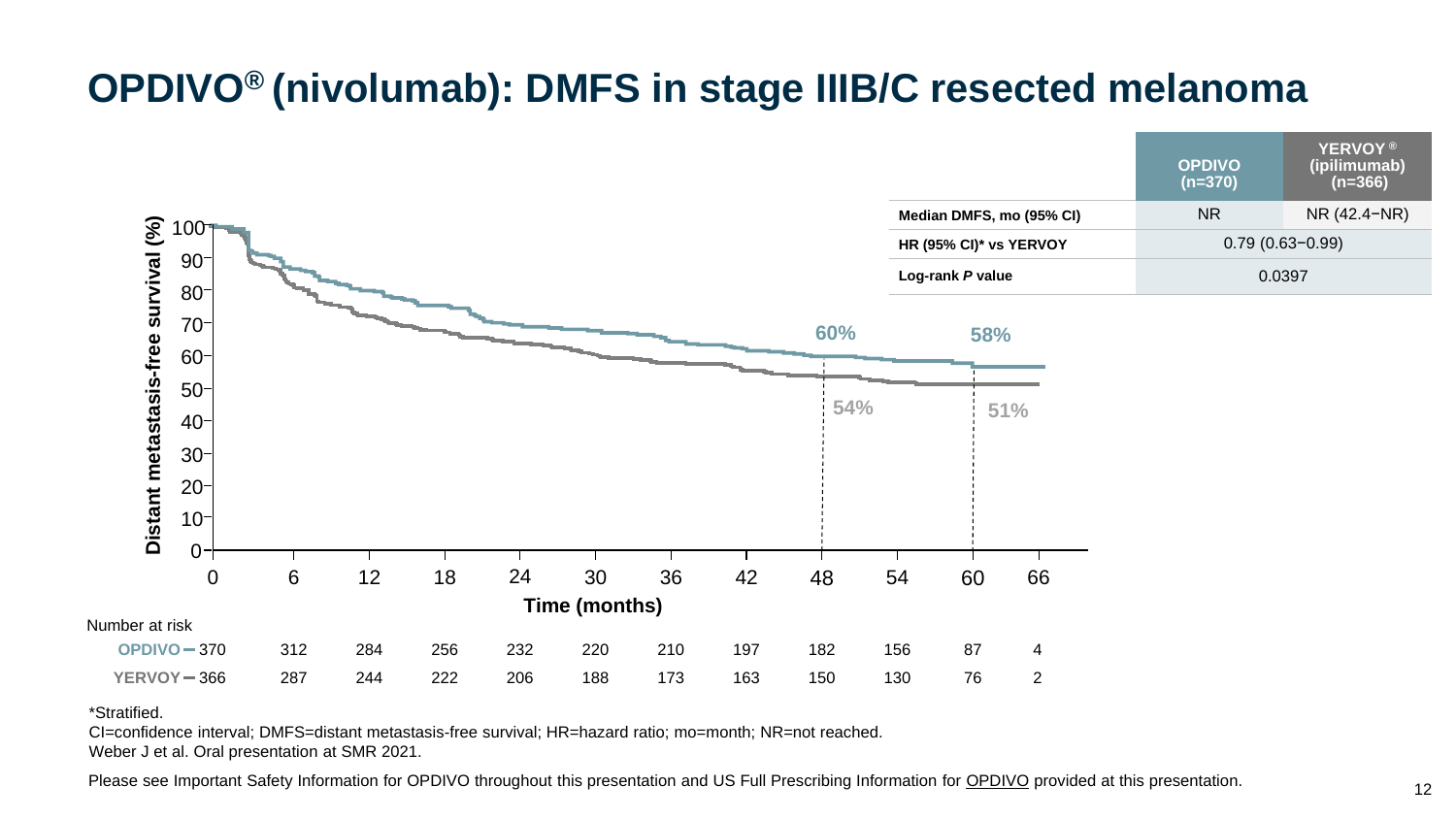# OPDIVO® (nivolumab): DMFS in stage IIIB/C resected melanoma

| | OPDIVO (n=370) | YERVOY® (ipilimumab) (n=366) |
|---|---|---|
| Median DMFS, mo (95% CI) | NR | NR (42.4−NR) |
| HR (95% CI)* vs YERVOY | 0.79 (0.63−0.99) | |
| Log-rank *P* value | 0.0397 | |

Distant metastasis-free survival (%)

Time (months)

| | 48 months | 60 months |
|---|---|---|
| OPDIVO | 60% | 58% |
| YERVOY | 54% | 51% |

Number at risk

| | 0 | 6 | 12 | 18 | 24 | 30 | 36 | 42 | 48 | 54 | 60 | 66 |
|---|---|---|---|---|---|---|---|---|---|---|---|---|
| OPDIVO | 370 | 312 | 284 | 256 | 232 | 220 | 210 | 197 | 182 | 156 | 87 | 4 |
| YERVOY | 366 | 287 | 244 | 222 | 206 | 188 | 173 | 163 | 150 | 130 | 76 | 2 |

*Stratified.

CI=confidence interval; DMFS=distant metastasis-free survival; HR=hazard ratio; mo=month; NR=not reached.

Weber J et al. Oral presentation at SMR 2021.

Please see Important Safety Information for OPDIVO throughout this presentation and US Full Prescribing Information for OPDIVO provided at this presentation.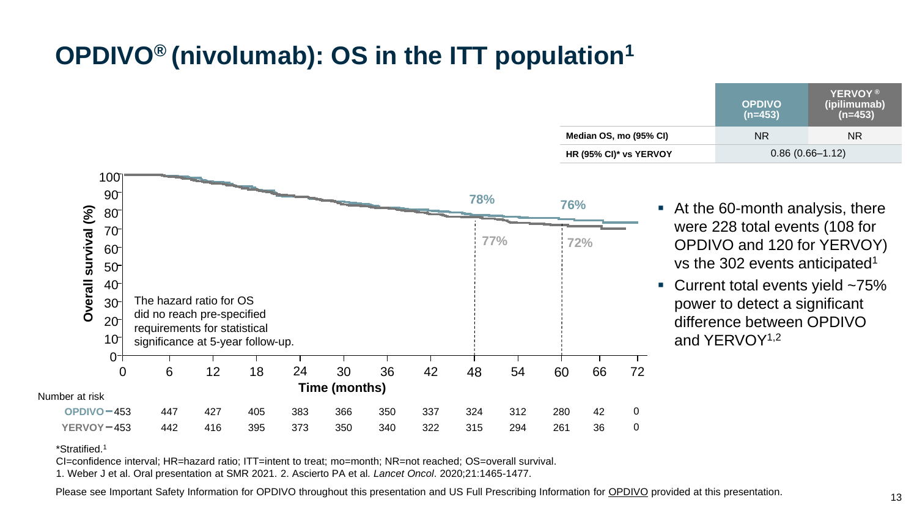# OPDIVO® (nivolumab): OS in the ITT population[1]

| | OPDIVO (n=453) | YERVOY® (ipilimumab) (n=453) |
|---|---|---|
| Median OS, mo (95% CI) | NR | NR |
| HR (95% CI)* vs YERVOY | 0.86 (0.66–1.12) | |

The hazard ratio for OS did no reach pre-specified requirements for statistical significance at 5-year follow-up.

Overall survival (%): OPDIVO 78% and YERVOY 77% at 48 months; OPDIVO 76% and YERVOY 72% at 60 months.

Number at risk

| Time (months) | 0 | 6 | 12 | 18 | 24 | 30 | 36 | 42 | 48 | 54 | 60 | 66 | 72 |
|---|---|---|---|---|---|---|---|---|---|---|---|---|---|
| OPDIVO | 453 | 447 | 427 | 405 | 383 | 366 | 350 | 337 | 324 | 312 | 280 | 42 | 0 |
| YERVOY | 453 | 442 | 416 | 395 | 373 | 350 | 340 | 322 | 315 | 294 | 261 | 36 | 0 |

- At the 60-month analysis, there were 228 total events (108 for OPDIVO and 120 for YERVOY) vs the 302 events anticipated[1]
- Current total events yield ~75% power to detect a significant difference between OPDIVO and YERVOY[1,2]

*Stratified.[1]

CI=confidence interval; HR=hazard ratio; ITT=intent to treat; mo=month; NR=not reached; OS=overall survival.

1. Weber J et al. Oral presentation at SMR 2021. 2. Ascierto PA et al. *Lancet Oncol*. 2020;21:1465-1477.

Please see Important Safety Information for OPDIVO throughout this presentation and US Full Prescribing Information for OPDIVO provided at this presentation.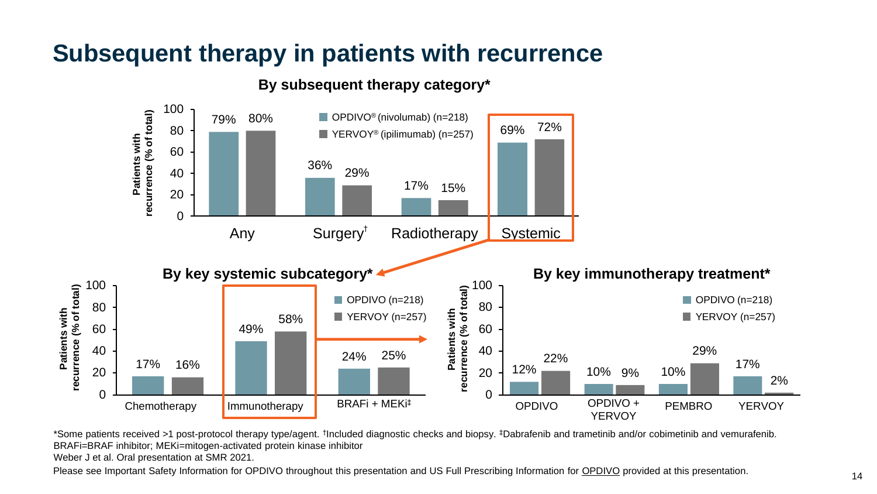# Subsequent therapy in patients with recurrence

### By subsequent therapy category*

Patients with recurrence (% of total)

| | OPDIVO® (nivolumab) (n=218) | YERVOY® (ipilimumab) (n=257) |
|---|---|---|
| Any | 79% | 80% |
| Surgery† | 36% | 29% |
| Radiotherapy | 17% | 15% |
| Systemic | 69% | 72% |

### By key systemic subcategory*

Patients with recurrence (% of total)

| | OPDIVO (n=218) | YERVOY (n=257) |
|---|---|---|
| Chemotherapy | 17% | 16% |
| Immunotherapy | 49% | 58% |
| BRAFi + MEKi‡ | 24% | 25% |

### By key immunotherapy treatment*

Patients with recurrence (% of total)

| | OPDIVO (n=218) | YERVOY (n=257) |
|---|---|---|
| OPDIVO | 12% | 22% |
| OPDIVO + YERVOY | 10% | 9% |
| PEMBRO | 10% | 29% |
| YERVOY | 17% | 2% |

*Some patients received >1 post-protocol therapy type/agent. †Included diagnostic checks and biopsy. ‡Dabrafenib and trametinib and/or cobimetinib and vemurafenib.
BRAFi=BRAF inhibitor; MEKi=mitogen-activated protein kinase inhibitor
Weber J et al. Oral presentation at SMR 2021.

Please see Important Safety Information for OPDIVO throughout this presentation and US Full Prescribing Information for OPDIVO provided at this presentation.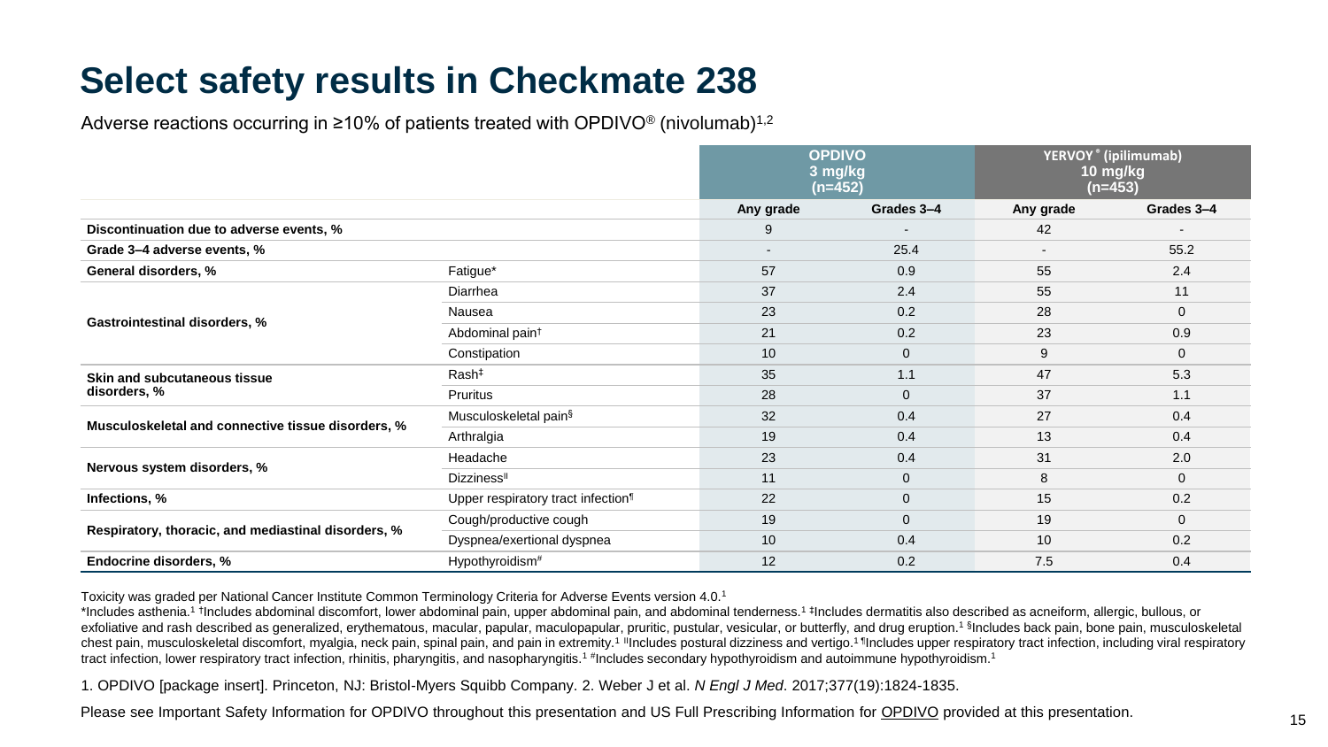# Select safety results in Checkmate 238

Adverse reactions occurring in ≥10% of patients treated with OPDIVO® (nivolumab)[1,2]

| | | OPDIVO 3 mg/kg (n=452) | | YERVOY® (ipilimumab) 10 mg/kg (n=453) | |
|---|---|---|---|---|---|
| | | Any grade | Grades 3–4 | Any grade | Grades 3–4 |
| **Discontinuation due to adverse events, %** | | 9 | - | 42 | - |
| **Grade 3–4 adverse events, %** | | - | 25.4 | - | 55.2 |
| **General disorders, %** | Fatigue* | 57 | 0.9 | 55 | 2.4 |
| **Gastrointestinal disorders, %** | Diarrhea | 37 | 2.4 | 55 | 11 |
| | Nausea | 23 | 0.2 | 28 | 0 |
| | Abdominal pain† | 21 | 0.2 | 23 | 0.9 |
| | Constipation | 10 | 0 | 9 | 0 |
| **Skin and subcutaneous tissue disorders, %** | Rash‡ | 35 | 1.1 | 47 | 5.3 |
| | Pruritus | 28 | 0 | 37 | 1.1 |
| **Musculoskeletal and connective tissue disorders, %** | Musculoskeletal pain§ | 32 | 0.4 | 27 | 0.4 |
| | Arthralgia | 19 | 0.4 | 13 | 0.4 |
| **Nervous system disorders, %** | Headache | 23 | 0.4 | 31 | 2.0 |
| | Dizziness‖ | 11 | 0 | 8 | 0 |
| **Infections, %** | Upper respiratory tract infection¶ | 22 | 0 | 15 | 0.2 |
| **Respiratory, thoracic, and mediastinal disorders, %** | Cough/productive cough | 19 | 0 | 19 | 0 |
| | Dyspnea/exertional dyspnea | 10 | 0.4 | 10 | 0.2 |
| **Endocrine disorders, %** | Hypothyroidism# | 12 | 0.2 | 7.5 | 0.4 |

Toxicity was graded per National Cancer Institute Common Terminology Criteria for Adverse Events version 4.0.[1]

*Includes asthenia.[1] †Includes abdominal discomfort, lower abdominal pain, upper abdominal pain, and abdominal tenderness.[1] ‡Includes dermatitis also described as acneiform, allergic, bullous, or exfoliative and rash described as generalized, erythematous, macular, papular, maculopapular, pruritic, pustular, vesicular, or butterfly, and drug eruption.[1] §Includes back pain, bone pain, musculoskeletal chest pain, musculoskeletal discomfort, myalgia, neck pain, spinal pain, and pain in extremity.[1] ‖Includes postural dizziness and vertigo.[1] ¶Includes upper respiratory tract infection, including viral respiratory tract infection, lower respiratory tract infection, rhinitis, pharyngitis, and nasopharyngitis.[1] #Includes secondary hypothyroidism and autoimmune hypothyroidism.[1]

1. OPDIVO [package insert]. Princeton, NJ: Bristol-Myers Squibb Company. 2. Weber J et al. *N Engl J Med*. 2017;377(19):1824-1835.

Please see Important Safety Information for OPDIVO throughout this presentation and US Full Prescribing Information for OPDIVO provided at this presentation.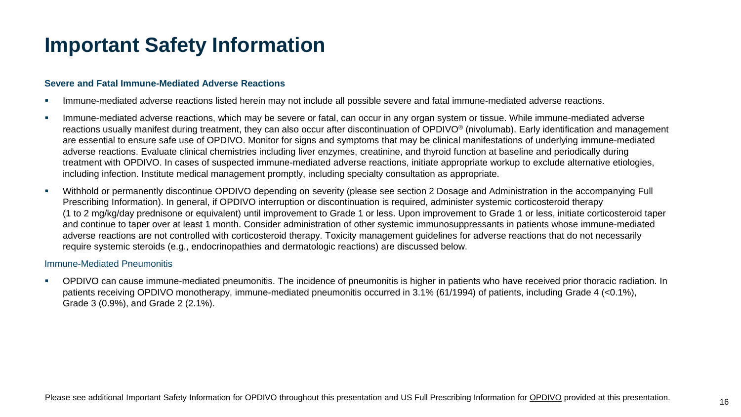# Important Safety Information

### Severe and Fatal Immune-Mediated Adverse Reactions

- Immune-mediated adverse reactions listed herein may not include all possible severe and fatal immune-mediated adverse reactions.
- Immune-mediated adverse reactions, which may be severe or fatal, can occur in any organ system or tissue. While immune-mediated adverse reactions usually manifest during treatment, they can also occur after discontinuation of OPDIVO® (nivolumab). Early identification and management are essential to ensure safe use of OPDIVO. Monitor for signs and symptoms that may be clinical manifestations of underlying immune-mediated adverse reactions. Evaluate clinical chemistries including liver enzymes, creatinine, and thyroid function at baseline and periodically during treatment with OPDIVO. In cases of suspected immune-mediated adverse reactions, initiate appropriate workup to exclude alternative etiologies, including infection. Institute medical management promptly, including specialty consultation as appropriate.
- Withhold or permanently discontinue OPDIVO depending on severity (please see section 2 Dosage and Administration in the accompanying Full Prescribing Information). In general, if OPDIVO interruption or discontinuation is required, administer systemic corticosteroid therapy (1 to 2 mg/kg/day prednisone or equivalent) until improvement to Grade 1 or less. Upon improvement to Grade 1 or less, initiate corticosteroid taper and continue to taper over at least 1 month. Consider administration of other systemic immunosuppressants in patients whose immune-mediated adverse reactions are not controlled with corticosteroid therapy. Toxicity management guidelines for adverse reactions that do not necessarily require systemic steroids (e.g., endocrinopathies and dermatologic reactions) are discussed below.

#### Immune-Mediated Pneumonitis

- OPDIVO can cause immune-mediated pneumonitis. The incidence of pneumonitis is higher in patients who have received prior thoracic radiation. In patients receiving OPDIVO monotherapy, immune-mediated pneumonitis occurred in 3.1% (61/1994) of patients, including Grade 4 (<0.1%), Grade 3 (0.9%), and Grade 2 (2.1%).

Please see additional Important Safety Information for OPDIVO throughout this presentation and US Full Prescribing Information for OPDIVO provided at this presentation.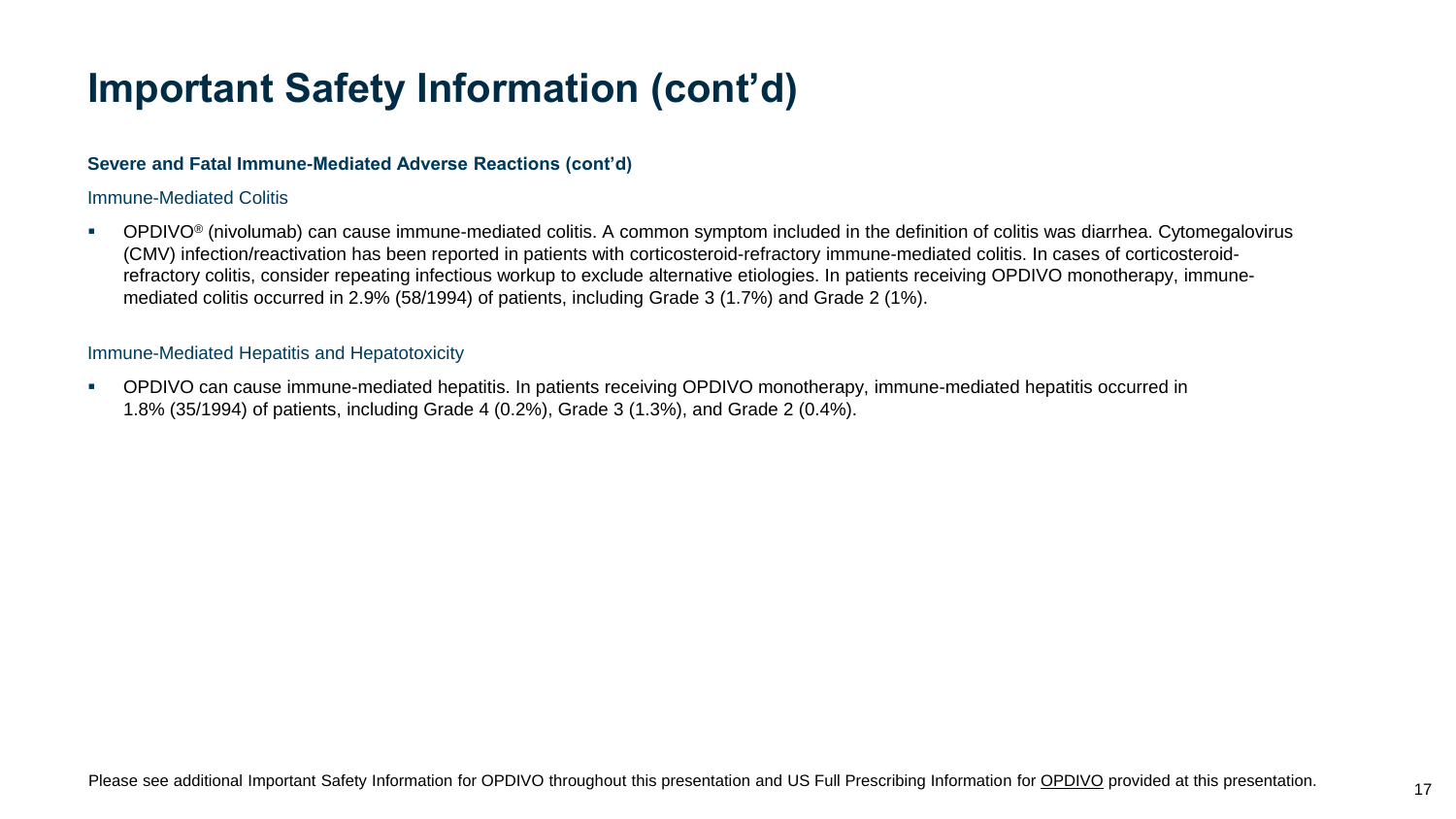# Important Safety Information (cont'd)

**Severe and Fatal Immune-Mediated Adverse Reactions (cont'd)**

Immune-Mediated Colitis

- OPDIVO® (nivolumab) can cause immune-mediated colitis. A common symptom included in the definition of colitis was diarrhea. Cytomegalovirus (CMV) infection/reactivation has been reported in patients with corticosteroid-refractory immune-mediated colitis. In cases of corticosteroid-refractory colitis, consider repeating infectious workup to exclude alternative etiologies. In patients receiving OPDIVO monotherapy, immune-mediated colitis occurred in 2.9% (58/1994) of patients, including Grade 3 (1.7%) and Grade 2 (1%).

Immune-Mediated Hepatitis and Hepatotoxicity

- OPDIVO can cause immune-mediated hepatitis. In patients receiving OPDIVO monotherapy, immune-mediated hepatitis occurred in 1.8% (35/1994) of patients, including Grade 4 (0.2%), Grade 3 (1.3%), and Grade 2 (0.4%).

Please see additional Important Safety Information for OPDIVO throughout this presentation and US Full Prescribing Information for OPDIVO provided at this presentation.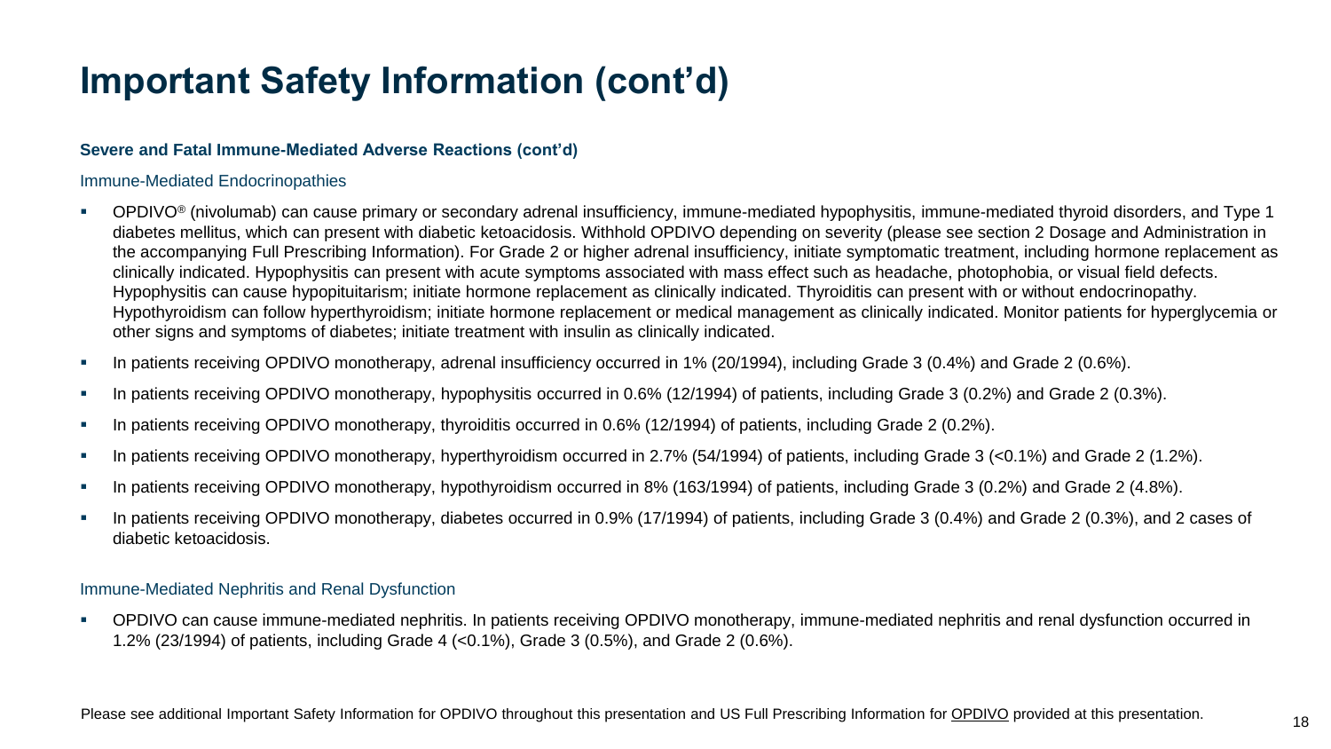# Important Safety Information (cont'd)

**Severe and Fatal Immune-Mediated Adverse Reactions (cont'd)**

### Immune-Mediated Endocrinopathies

- OPDIVO® (nivolumab) can cause primary or secondary adrenal insufficiency, immune-mediated hypophysitis, immune-mediated thyroid disorders, and Type 1 diabetes mellitus, which can present with diabetic ketoacidosis. Withhold OPDIVO depending on severity (please see section 2 Dosage and Administration in the accompanying Full Prescribing Information). For Grade 2 or higher adrenal insufficiency, initiate symptomatic treatment, including hormone replacement as clinically indicated. Hypophysitis can present with acute symptoms associated with mass effect such as headache, photophobia, or visual field defects. Hypophysitis can cause hypopituitarism; initiate hormone replacement as clinically indicated. Thyroiditis can present with or without endocrinopathy. Hypothyroidism can follow hyperthyroidism; initiate hormone replacement or medical management as clinically indicated. Monitor patients for hyperglycemia or other signs and symptoms of diabetes; initiate treatment with insulin as clinically indicated.
- In patients receiving OPDIVO monotherapy, adrenal insufficiency occurred in 1% (20/1994), including Grade 3 (0.4%) and Grade 2 (0.6%).
- In patients receiving OPDIVO monotherapy, hypophysitis occurred in 0.6% (12/1994) of patients, including Grade 3 (0.2%) and Grade 2 (0.3%).
- In patients receiving OPDIVO monotherapy, thyroiditis occurred in 0.6% (12/1994) of patients, including Grade 2 (0.2%).
- In patients receiving OPDIVO monotherapy, hyperthyroidism occurred in 2.7% (54/1994) of patients, including Grade 3 (<0.1%) and Grade 2 (1.2%).
- In patients receiving OPDIVO monotherapy, hypothyroidism occurred in 8% (163/1994) of patients, including Grade 3 (0.2%) and Grade 2 (4.8%).
- In patients receiving OPDIVO monotherapy, diabetes occurred in 0.9% (17/1994) of patients, including Grade 3 (0.4%) and Grade 2 (0.3%), and 2 cases of diabetic ketoacidosis.

### Immune-Mediated Nephritis and Renal Dysfunction

- OPDIVO can cause immune-mediated nephritis. In patients receiving OPDIVO monotherapy, immune-mediated nephritis and renal dysfunction occurred in 1.2% (23/1994) of patients, including Grade 4 (<0.1%), Grade 3 (0.5%), and Grade 2 (0.6%).

Please see additional Important Safety Information for OPDIVO throughout this presentation and US Full Prescribing Information for OPDIVO provided at this presentation.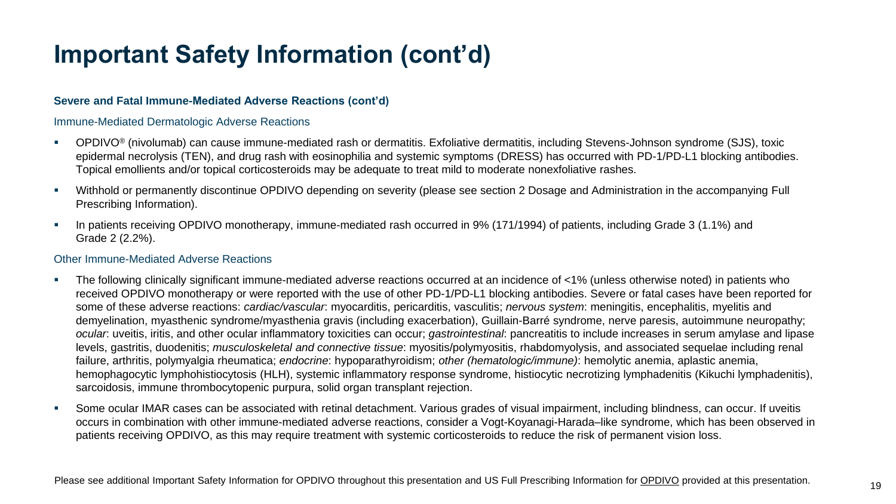# Important Safety Information (cont'd)

**Severe and Fatal Immune-Mediated Adverse Reactions (cont'd)**

Immune-Mediated Dermatologic Adverse Reactions

- OPDIVO® (nivolumab) can cause immune-mediated rash or dermatitis. Exfoliative dermatitis, including Stevens-Johnson syndrome (SJS), toxic epidermal necrolysis (TEN), and drug rash with eosinophilia and systemic symptoms (DRESS) has occurred with PD-1/PD-L1 blocking antibodies. Topical emollients and/or topical corticosteroids may be adequate to treat mild to moderate nonexfoliative rashes.
- Withhold or permanently discontinue OPDIVO depending on severity (please see section 2 Dosage and Administration in the accompanying Full Prescribing Information).
- In patients receiving OPDIVO monotherapy, immune-mediated rash occurred in 9% (171/1994) of patients, including Grade 3 (1.1%) and Grade 2 (2.2%).

Other Immune-Mediated Adverse Reactions

- The following clinically significant immune-mediated adverse reactions occurred at an incidence of <1% (unless otherwise noted) in patients who received OPDIVO monotherapy or were reported with the use of other PD-1/PD-L1 blocking antibodies. Severe or fatal cases have been reported for some of these adverse reactions: *cardiac/vascular*: myocarditis, pericarditis, vasculitis; *nervous system*: meningitis, encephalitis, myelitis and demyelination, myasthenic syndrome/myasthenia gravis (including exacerbation), Guillain-Barré syndrome, nerve paresis, autoimmune neuropathy; *ocular*: uveitis, iritis, and other ocular inflammatory toxicities can occur; *gastrointestinal*: pancreatitis to include increases in serum amylase and lipase levels, gastritis, duodenitis; *musculoskeletal and connective tissue*: myositis/polymyositis, rhabdomyolysis, and associated sequelae including renal failure, arthritis, polymyalgia rheumatica; *endocrine*: hypoparathyroidism; *other (hematologic/immune)*: hemolytic anemia, aplastic anemia, hemophagocytic lymphohistiocytosis (HLH), systemic inflammatory response syndrome, histiocytic necrotizing lymphadenitis (Kikuchi lymphadenitis), sarcoidosis, immune thrombocytopenic purpura, solid organ transplant rejection.
- Some ocular IMAR cases can be associated with retinal detachment. Various grades of visual impairment, including blindness, can occur. If uveitis occurs in combination with other immune-mediated adverse reactions, consider a Vogt-Koyanagi-Harada–like syndrome, which has been observed in patients receiving OPDIVO, as this may require treatment with systemic corticosteroids to reduce the risk of permanent vision loss.

Please see additional Important Safety Information for OPDIVO throughout this presentation and US Full Prescribing Information for OPDIVO provided at this presentation.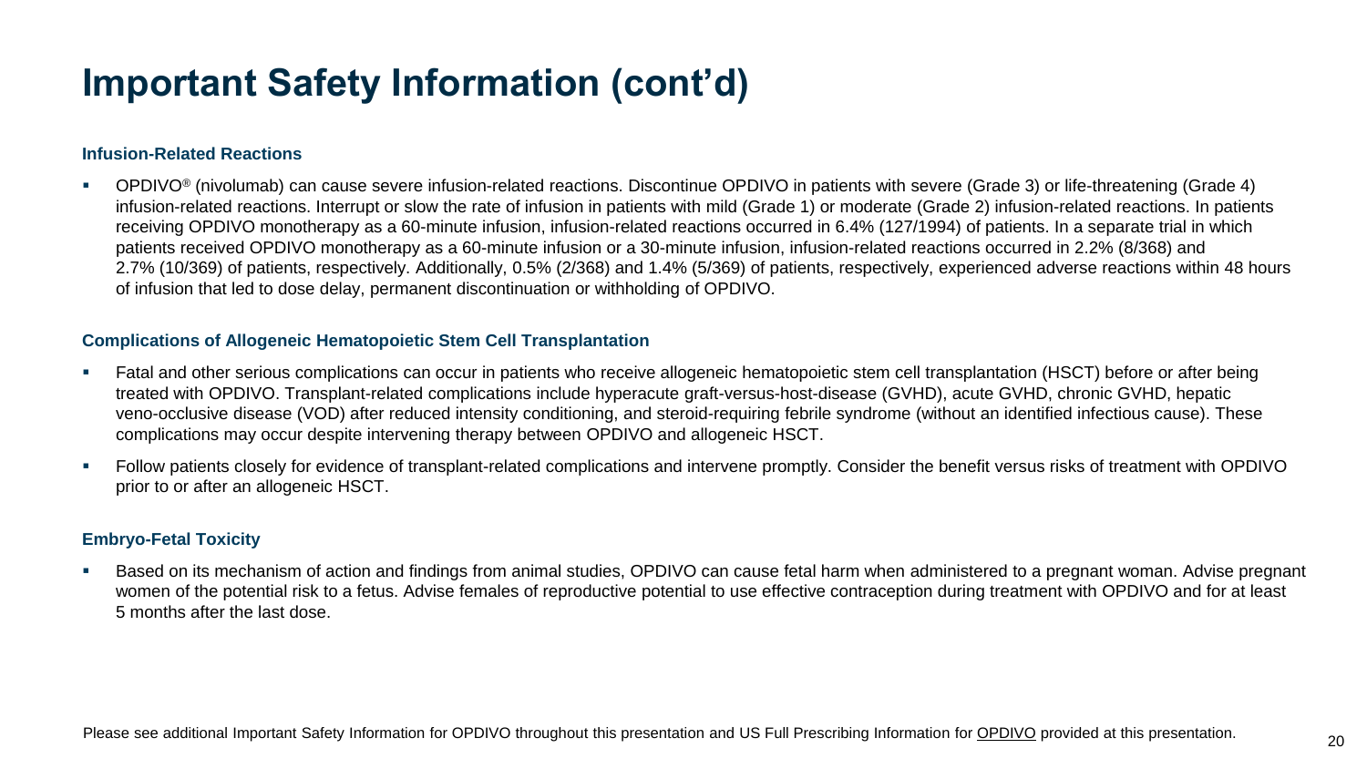# Important Safety Information (cont'd)

### Infusion-Related Reactions

- OPDIVO® (nivolumab) can cause severe infusion-related reactions. Discontinue OPDIVO in patients with severe (Grade 3) or life-threatening (Grade 4) infusion-related reactions. Interrupt or slow the rate of infusion in patients with mild (Grade 1) or moderate (Grade 2) infusion-related reactions. In patients receiving OPDIVO monotherapy as a 60-minute infusion, infusion-related reactions occurred in 6.4% (127/1994) of patients. In a separate trial in which patients received OPDIVO monotherapy as a 60-minute infusion or a 30-minute infusion, infusion-related reactions occurred in 2.2% (8/368) and 2.7% (10/369) of patients, respectively. Additionally, 0.5% (2/368) and 1.4% (5/369) of patients, respectively, experienced adverse reactions within 48 hours of infusion that led to dose delay, permanent discontinuation or withholding of OPDIVO.

### Complications of Allogeneic Hematopoietic Stem Cell Transplantation

- Fatal and other serious complications can occur in patients who receive allogeneic hematopoietic stem cell transplantation (HSCT) before or after being treated with OPDIVO. Transplant-related complications include hyperacute graft-versus-host-disease (GVHD), acute GVHD, chronic GVHD, hepatic veno-occlusive disease (VOD) after reduced intensity conditioning, and steroid-requiring febrile syndrome (without an identified infectious cause). These complications may occur despite intervening therapy between OPDIVO and allogeneic HSCT.
- Follow patients closely for evidence of transplant-related complications and intervene promptly. Consider the benefit versus risks of treatment with OPDIVO prior to or after an allogeneic HSCT.

### Embryo-Fetal Toxicity

- Based on its mechanism of action and findings from animal studies, OPDIVO can cause fetal harm when administered to a pregnant woman. Advise pregnant women of the potential risk to a fetus. Advise females of reproductive potential to use effective contraception during treatment with OPDIVO and for at least 5 months after the last dose.

Please see additional Important Safety Information for OPDIVO throughout this presentation and US Full Prescribing Information for OPDIVO provided at this presentation.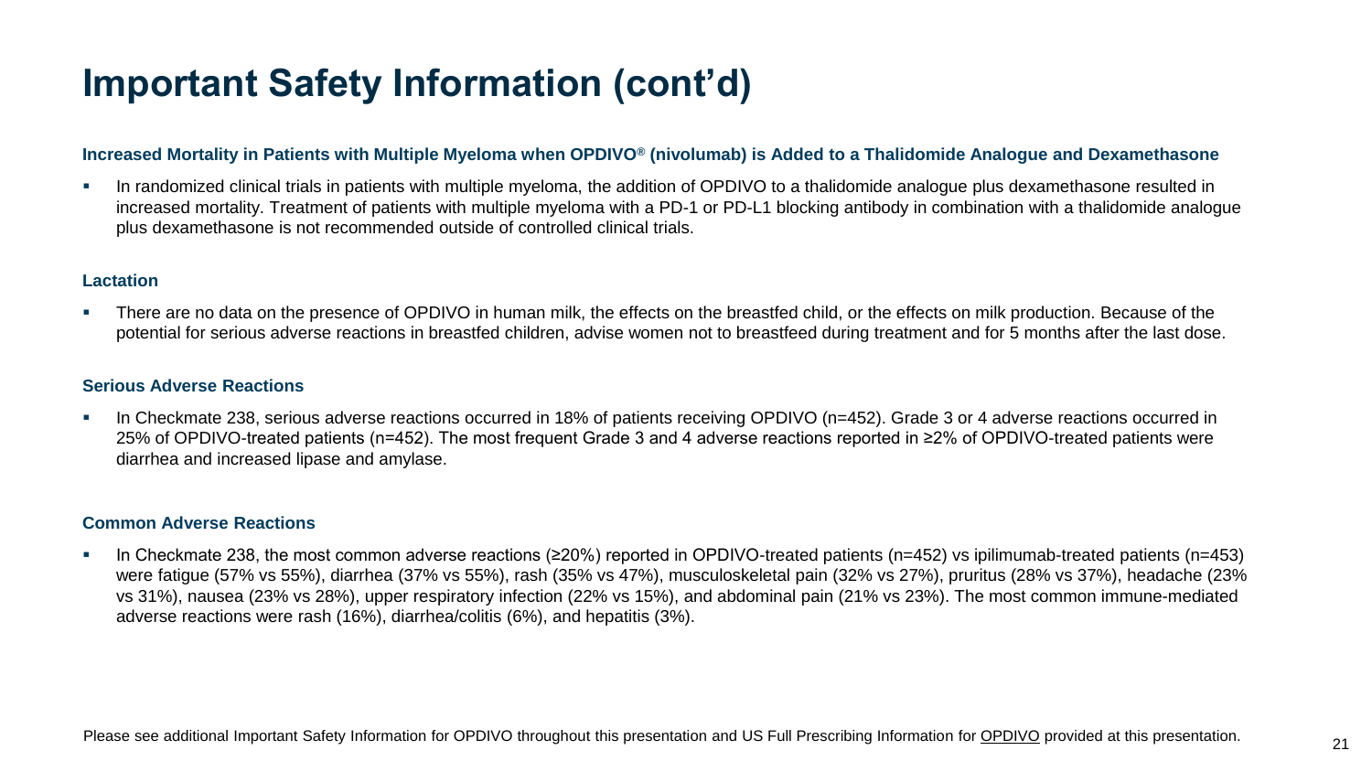# Important Safety Information (cont'd)

### Increased Mortality in Patients with Multiple Myeloma when OPDIVO® (nivolumab) is Added to a Thalidomide Analogue and Dexamethasone

- In randomized clinical trials in patients with multiple myeloma, the addition of OPDIVO to a thalidomide analogue plus dexamethasone resulted in increased mortality. Treatment of patients with multiple myeloma with a PD-1 or PD-L1 blocking antibody in combination with a thalidomide analogue plus dexamethasone is not recommended outside of controlled clinical trials.

### Lactation

- There are no data on the presence of OPDIVO in human milk, the effects on the breastfed child, or the effects on milk production. Because of the potential for serious adverse reactions in breastfed children, advise women not to breastfeed during treatment and for 5 months after the last dose.

### Serious Adverse Reactions

- In Checkmate 238, serious adverse reactions occurred in 18% of patients receiving OPDIVO (n=452). Grade 3 or 4 adverse reactions occurred in 25% of OPDIVO-treated patients (n=452). The most frequent Grade 3 and 4 adverse reactions reported in ≥2% of OPDIVO-treated patients were diarrhea and increased lipase and amylase.

### Common Adverse Reactions

- In Checkmate 238, the most common adverse reactions (≥20%) reported in OPDIVO-treated patients (n=452) vs ipilimumab-treated patients (n=453) were fatigue (57% vs 55%), diarrhea (37% vs 55%), rash (35% vs 47%), musculoskeletal pain (32% vs 27%), pruritus (28% vs 37%), headache (23% vs 31%), nausea (23% vs 28%), upper respiratory infection (22% vs 15%), and abdominal pain (21% vs 23%). The most common immune-mediated adverse reactions were rash (16%), diarrhea/colitis (6%), and hepatitis (3%).

Please see additional Important Safety Information for OPDIVO throughout this presentation and US Full Prescribing Information for OPDIVO provided at this presentation.